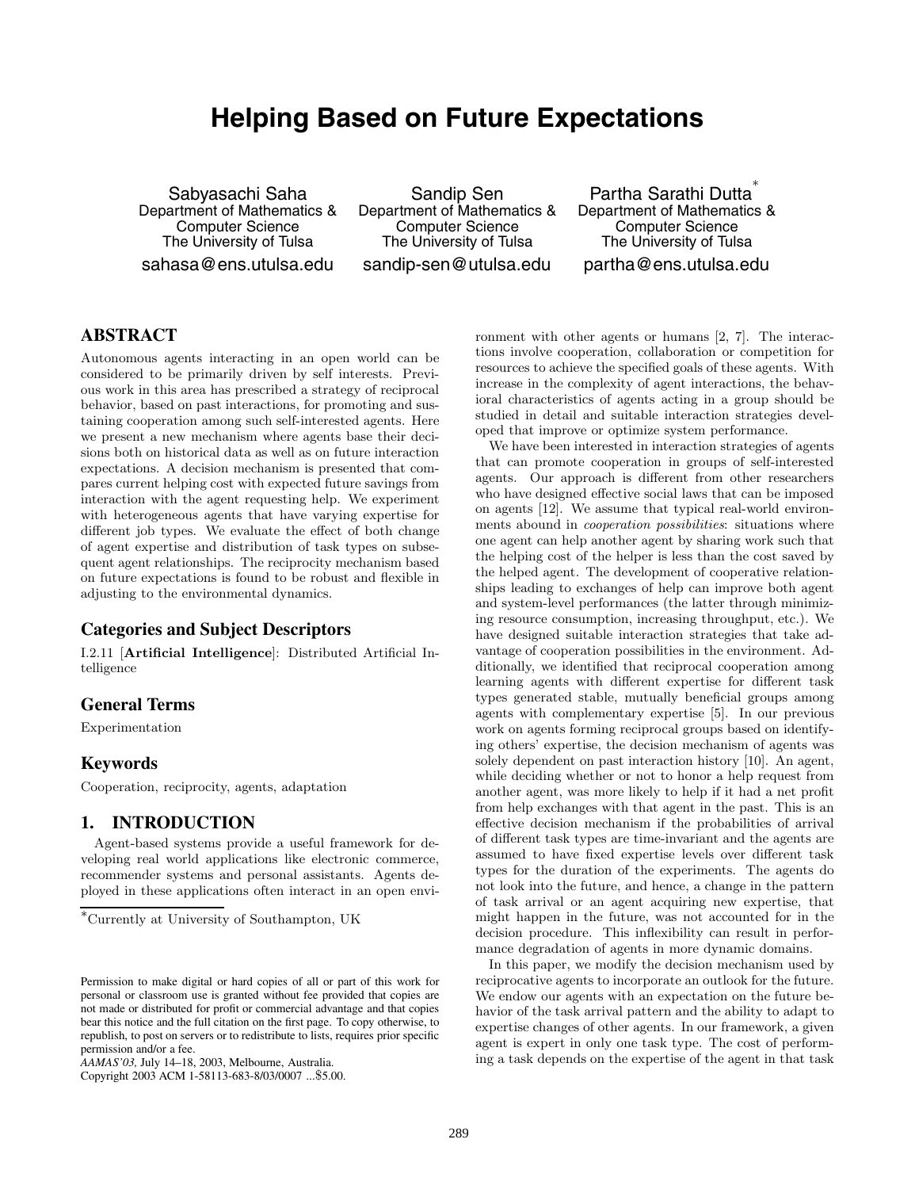# Helping Based on Future Expectations

Sabyasachi Saha
Department of Mathematics & Computer Science
The University of Tulsa
sahasa@ens.utulsa.edu

Sandip Sen
Department of Mathematics & Computer Science
The University of Tulsa
sandip-sen@utulsa.edu

Partha Sarathi Dutta[*]
Department of Mathematics & Computer Science
The University of Tulsa
partha@ens.utulsa.edu

## ABSTRACT

Autonomous agents interacting in an open world can be considered to be primarily driven by self interests. Previous work in this area has prescribed a strategy of reciprocal behavior, based on past interactions, for promoting and sustaining cooperation among such self-interested agents. Here we present a new mechanism where agents base their decisions both on historical data as well as on future interaction expectations. A decision mechanism is presented that compares current helping cost with expected future savings from interaction with the agent requesting help. We experiment with heterogeneous agents that have varying expertise for different job types. We evaluate the effect of both change of agent expertise and distribution of task types on subsequent agent relationships. The reciprocity mechanism based on future expectations is found to be robust and flexible in adjusting to the environmental dynamics.

## Categories and Subject Descriptors

I.2.11 [**Artificial Intelligence**]: Distributed Artificial Intelligence

## General Terms

Experimentation

## Keywords

Cooperation, reciprocity, agents, adaptation

## 1. INTRODUCTION

Agent-based systems provide a useful framework for developing real world applications like electronic commerce, recommender systems and personal assistants. Agents deployed in these applications often interact in an open environment with other agents or humans [2, 7]. The interactions involve cooperation, collaboration or competition for resources to achieve the specified goals of these agents. With increase in the complexity of agent interactions, the behavioral characteristics of agents acting in a group should be studied in detail and suitable interaction strategies developed that improve or optimize system performance.

We have been interested in interaction strategies of agents that can promote cooperation in groups of self-interested agents. Our approach is different from other researchers who have designed effective social laws that can be imposed on agents [12]. We assume that typical real-world environments abound in *cooperation possibilities*: situations where one agent can help another agent by sharing work such that the helping cost of the helper is less than the cost saved by the helped agent. The development of cooperative relationships leading to exchanges of help can improve both agent and system-level performances (the latter through minimizing resource consumption, increasing throughput, etc.). We have designed suitable interaction strategies that take advantage of cooperation possibilities in the environment. Additionally, we identified that reciprocal cooperation among learning agents with different expertise for different task types generated stable, mutually beneficial groups among agents with complementary expertise [5]. In our previous work on agents forming reciprocal groups based on identifying others' expertise, the decision mechanism of agents was solely dependent on past interaction history [10]. An agent, while deciding whether or not to honor a help request from another agent, was more likely to help if it had a net profit from help exchanges with that agent in the past. This is an effective decision mechanism if the probabilities of arrival of different task types are time-invariant and the agents are assumed to have fixed expertise levels over different task types for the duration of the experiments. The agents do not look into the future, and hence, a change in the pattern of task arrival or an agent acquiring new expertise, that might happen in the future, was not accounted for in the decision procedure. This inflexibility can result in performance degradation of agents in more dynamic domains.

In this paper, we modify the decision mechanism used by reciprocative agents to incorporate an outlook for the future. We endow our agents with an expectation on the future behavior of the task arrival pattern and the ability to adapt to expertise changes of other agents. In our framework, a given agent is expert in only one task type. The cost of performing a task depends on the expertise of the agent in that task

[*]Currently at University of Southampton, UK

Permission to make digital or hard copies of all or part of this work for personal or classroom use is granted without fee provided that copies are not made or distributed for profit or commercial advantage and that copies bear this notice and the full citation on the first page. To copy otherwise, to republish, to post on servers or to redistribute to lists, requires prior specific permission and/or a fee.
*AAMAS'03*, July 14–18, 2003, Melbourne, Australia.
Copyright 2003 ACM 1-58113-683-8/03/0007 ...$5.00.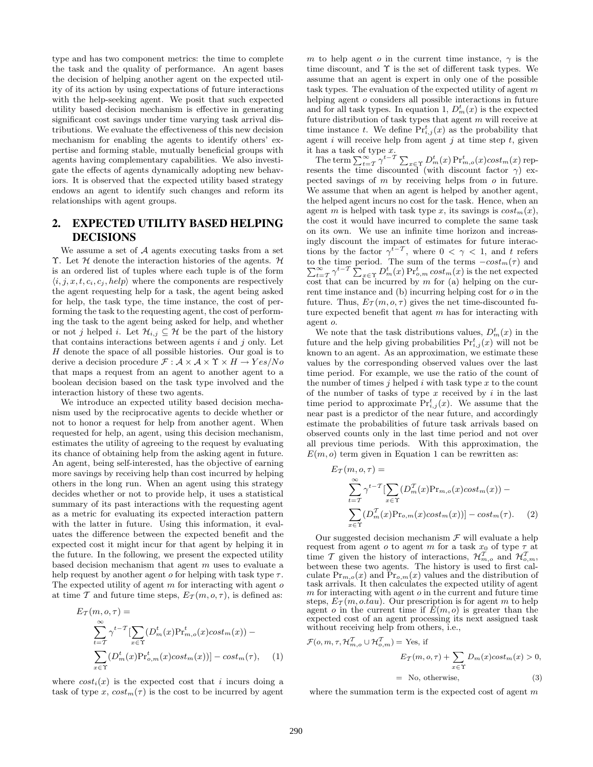type and has two component metrics: the time to complete the task and the quality of performance. An agent bases the decision of helping another agent on the expected utility of its action by using expectations of future interactions with the help-seeking agent. We posit that such expected utility based decision mechanism is effective in generating significant cost savings under time varying task arrival distributions. We evaluate the effectiveness of this new decision mechanism for enabling the agents to identify others' expertise and forming stable, mutually beneficial groups with agents having complementary capabilities. We also investigate the effects of agents dynamically adopting new behaviors. It is observed that the expected utility based strategy endows an agent to identify such changes and reform its relationships with agent groups.

## 2. EXPECTED UTILITY BASED HELPING DECISIONS

We assume a set of $\mathcal{A}$ agents executing tasks from a set $\Upsilon$. Let $\mathcal{H}$ denote the interaction histories of the agents. $\mathcal{H}$ is an ordered list of tuples where each tuple is of the form $\langle i, j, x, t, c_i, c_j, help \rangle$ where the components are respectively the agent requesting help for a task, the agent being asked for help, the task type, the time instance, the cost of performing the task to the requesting agent, the cost of performing the task to the agent being asked for help, and whether or not $j$ helped $i$. Let $\mathcal{H}_{i,j} \subseteq \mathcal{H}$ be the part of the history that contains interactions between agents $i$ and $j$ only. Let $H$ denote the space of all possible histories. Our goal is to derive a decision procedure $\mathcal{F} : \mathcal{A} \times \mathcal{A} \times \Upsilon \times H \rightarrow Yes/No$ that maps a request from an agent to another agent to a boolean decision based on the task type involved and the interaction history of these two agents.

We introduce an expected utility based decision mechanism used by the reciprocative agents to decide whether or not to honor a request for help from another agent. When requested for help, an agent, using this decision mechanism, estimates the utility of agreeing to the request by evaluating its chance of obtaining help from the asking agent in future. An agent, being self-interested, has the objective of earning more savings by receiving help than cost incurred by helping others in the long run. When an agent using this strategy decides whether or not to provide help, it uses a statistical summary of its past interactions with the requesting agent as a metric for evaluating its expected interaction pattern with the latter in future. Using this information, it evaluates the difference between the expected benefit and the expected cost it might incur for that agent by helping it in the future. In the following, we present the expected utility based decision mechanism that agent $m$ uses to evaluate a help request by another agent $o$ for helping with task type $\tau$. The expected utility of agent $m$ for interacting with agent $o$ at time $\mathcal{T}$ and future time steps, $E_{\mathcal{T}}(m, o, \tau)$, is defined as:

$$E_{\mathcal{T}}(m, o, \tau) = \sum_{t=\mathcal{T}}^{\infty} \gamma^{t-\mathcal{T}} [\sum_{x \in \Upsilon} (D_m^t(x) \mathrm{Pr}_{m,o}^t(x) cost_m(x)) - \sum_{x \in \Upsilon} (D_m^t(x) \mathrm{Pr}_{o,m}^t(x) cost_m(x))] - cost_m(\tau), \quad (1)$$

where $cost_i(x)$ is the expected cost that $i$ incurs doing a task of type $x$, $cost_m(\tau)$ is the cost to be incurred by agent $m$ to help agent $o$ in the current time instance, $\gamma$ is the time discount, and $\Upsilon$ is the set of different task types. We assume that an agent is expert in only one of the possible task types. The evaluation of the expected utility of agent $m$ helping agent $o$ considers all possible interactions in future and for all task types. In equation 1, $D_m^t(x)$ is the expected future distribution of task types that agent $m$ will receive at time instance $t$. We define $\mathrm{Pr}_{i,j}^t(x)$ as the probability that agent $i$ will receive help from agent $j$ at time step $t$, given it has a task of type $x$.

The term $\sum_{t=\mathcal{T}}^{\infty} \gamma^{t-\mathcal{T}} \sum_{x \in \Upsilon} D_m^t(x) \mathrm{Pr}_{m,o}^t(x) cost_m(x)$ represents the time discounted (with discount factor $\gamma$) expected savings of $m$ by receiving helps from $o$ in future. We assume that when an agent is helped by another agent, the helped agent incurs no cost for the task. Hence, when an agent $m$ is helped with task type $x$, its savings is $cost_m(x)$, the cost it would have incurred to complete the same task on its own. We use an infinite time horizon and increasingly discount the impact of estimates for future interactions by the factor $\gamma^{t-\mathcal{T}}$, where $0 < \gamma < 1$, and $t$ refers to the time period. The sum of the terms $-cost_m(\tau)$ and $\sum_{t=\mathcal{T}}^{\infty} \gamma^{t-\mathcal{T}} \sum_{x \in \Upsilon} D_m^t(x) \mathrm{Pr}_{o,m}^t cost_m(x)$ is the net expected cost that can be incurred by $m$ for (a) helping on the current time instance and (b) incurring helping cost for $o$ in the future. Thus, $E_{\mathcal{T}}(m, o, \tau)$ gives the net time-discounted future expected benefit that agent $m$ has for interacting with agent $o$.

We note that the task distributions values, $D_m^t(x)$ in the future and the help giving probabilities $\mathrm{Pr}_{i,j}^t(x)$ will not be known to an agent. As an approximation, we estimate these values by the corresponding observed values over the last time period. For example, we use the ratio of the count of the number of times $j$ helped $i$ with task type $x$ to the count of the number of tasks of type $x$ received by $i$ in the last time period to approximate $\mathrm{Pr}_{i,j}^t(x)$. We assume that the near past is a predictor of the near future, and accordingly estimate the probabilities of future task arrivals based on observed counts only in the last time period and not over all previous time periods. With this approximation, the $E(m, o)$ term given in Equation 1 can be rewritten as:

$$E_{\mathcal{T}}(m, o, \tau) = \sum_{t=\mathcal{T}}^{\infty} \gamma^{t-\mathcal{T}} [\sum_{x \in \Upsilon} (D_m^{\mathcal{T}}(x) \mathrm{Pr}_{m,o}(x) cost_m(x)) - \sum_{x \in \Upsilon} (D_m^{\mathcal{T}}(x) \mathrm{Pr}_{o,m}(x) cost_m(x))] - cost_m(\tau). \quad (2)$$

Our suggested decision mechanism $\mathcal{F}$ will evaluate a help request from agent $o$ to agent $m$ for a task $x_0$ of type $\tau$ at time $\mathcal{T}$ given the history of interactions, $\mathcal{H}_{m,o}^{\mathcal{T}}$ and $\mathcal{H}_{o,m}^{\mathcal{T}}$, between these two agents. The history is used to first calculate $\mathrm{Pr}_{m,o}(x)$ and $\mathrm{Pr}_{o,m}(x)$ values and the distribution of task arrivals. It then calculates the expected utility of agent $m$ for interacting with agent $o$ in the current and future time steps, $E_{\mathcal{T}}(m, o.tau)$. Our prescription is for agent $m$ to help agent $o$ in the current time if $E(m, o)$ is greater than the expected cost of an agent processing its next assigned task without receiving help from others, i.e.,

$$\mathcal{F}(o, m, \tau, \mathcal{H}_{m,o}^{\mathcal{T}} \cup \mathcal{H}_{o,m}^{\mathcal{T}}) = \text{Yes, if } E_{\mathcal{T}}(m, o, \tau) + \sum_{x \in \Upsilon} D_m(x) cost_m(x) > 0, \quad = \text{No, otherwise,} \quad (3)$$

where the summation term is the expected cost of agent $m$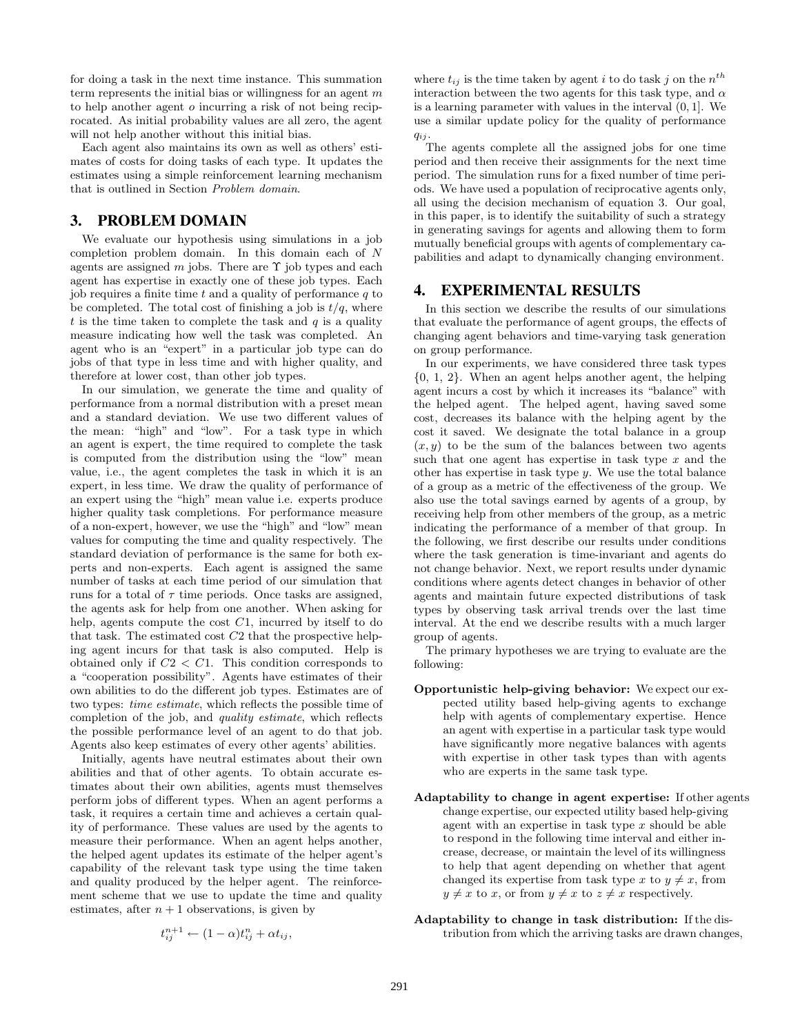for doing a task in the next time instance. This summation term represents the initial bias or willingness for an agent $m$ to help another agent $o$ incurring a risk of not being reciprocated. As initial probability values are all zero, the agent will not help another without this initial bias.

Each agent also maintains its own as well as others' estimates of costs for doing tasks of each type. It updates the estimates using a simple reinforcement learning mechanism that is outlined in Section *Problem domain*.

## 3. PROBLEM DOMAIN

We evaluate our hypothesis using simulations in a job completion problem domain. In this domain each of $N$ agents are assigned $m$ jobs. There are $\Upsilon$ job types and each agent has expertise in exactly one of these job types. Each job requires a finite time $t$ and a quality of performance $q$ to be completed. The total cost of finishing a job is $t/q$, where $t$ is the time taken to complete the task and $q$ is a quality measure indicating how well the task was completed. An agent who is an "expert" in a particular job type can do jobs of that type in less time and with higher quality, and therefore at lower cost, than other job types.

In our simulation, we generate the time and quality of performance from a normal distribution with a preset mean and a standard deviation. We use two different values of the mean: "high" and "low". For a task type in which an agent is expert, the time required to complete the task is computed from the distribution using the "low" mean value, i.e., the agent completes the task in which it is an expert, in less time. We draw the quality of performance of an expert using the "high" mean value i.e. experts produce higher quality task completions. For performance measure of a non-expert, however, we use the "high" and "low" mean values for computing the time and quality respectively. The standard deviation of performance is the same for both experts and non-experts. Each agent is assigned the same number of tasks at each time period of our simulation that runs for a total of $\tau$ time periods. Once tasks are assigned, the agents ask for help from one another. When asking for help, agents compute the cost $C1$, incurred by itself to do that task. The estimated cost $C2$ that the prospective helping agent incurs for that task is also computed. Help is obtained only if $C2 < C1$. This condition corresponds to a "cooperation possibility". Agents have estimates of their own abilities to do the different job types. Estimates are of two types: *time estimate*, which reflects the possible time of completion of the job, and *quality estimate*, which reflects the possible performance level of an agent to do that job. Agents also keep estimates of every other agents' abilities.

Initially, agents have neutral estimates about their own abilities and that of other agents. To obtain accurate estimates about their own abilities, agents must themselves perform jobs of different types. When an agent performs a task, it requires a certain time and achieves a certain quality of performance. These values are used by the agents to measure their performance. When an agent helps another, the helped agent updates its estimate of the helper agent's capability of the relevant task type using the time taken and quality produced by the helper agent. The reinforcement scheme that we use to update the time and quality estimates, after $n+1$ observations, is given by

$$t_{ij}^{n+1} \leftarrow (1-\alpha)t_{ij}^{n} + \alpha t_{ij},$$

where $t_{ij}$ is the time taken by agent $i$ to do task $j$ on the $n^{th}$ interaction between the two agents for this task type, and $\alpha$ is a learning parameter with values in the interval $(0, 1]$. We use a similar update policy for the quality of performance $q_{ij}$.

The agents complete all the assigned jobs for one time period and then receive their assignments for the next time period. The simulation runs for a fixed number of time periods. We have used a population of reciprocative agents only, all using the decision mechanism of equation 3. Our goal, in this paper, is to identify the suitability of such a strategy in generating savings for agents and allowing them to form mutually beneficial groups with agents of complementary capabilities and adapt to dynamically changing environment.

## 4. EXPERIMENTAL RESULTS

In this section we describe the results of our simulations that evaluate the performance of agent groups, the effects of changing agent behaviors and time-varying task generation on group performance.

In our experiments, we have considered three task types {0, 1, 2}. When an agent helps another agent, the helping agent incurs a cost by which it increases its "balance" with the helped agent. The helped agent, having saved some cost, decreases its balance with the helping agent by the cost it saved. We designate the total balance in a group $(x, y)$ to be the sum of the balances between two agents such that one agent has expertise in task type $x$ and the other has expertise in task type $y$. We use the total balance of a group as a metric of the effectiveness of the group. We also use the total savings earned by agents of a group, by receiving help from other members of the group, as a metric indicating the performance of a member of that group. In the following, we first describe our results under conditions where the task generation is time-invariant and agents do not change behavior. Next, we report results under dynamic conditions where agents detect changes in behavior of other agents and maintain future expected distributions of task types by observing task arrival trends over the last time interval. At the end we describe results with a much larger group of agents.

The primary hypotheses we are trying to evaluate are the following:

**Opportunistic help-giving behavior:** We expect our expected utility based help-giving agents to exchange help with agents of complementary expertise. Hence an agent with expertise in a particular task type would have significantly more negative balances with agents with expertise in other task types than with agents who are experts in the same task type.

**Adaptability to change in agent expertise:** If other agents change expertise, our expected utility based help-giving agent with an expertise in task type $x$ should be able to respond in the following time interval and either increase, decrease, or maintain the level of its willingness to help that agent depending on whether that agent changed its expertise from task type $x$ to $y \neq x$, from $y \neq x$ to $x$, or from $y \neq x$ to $z \neq x$ respectively.

**Adaptability to change in task distribution:** If the distribution from which the arriving tasks are drawn changes,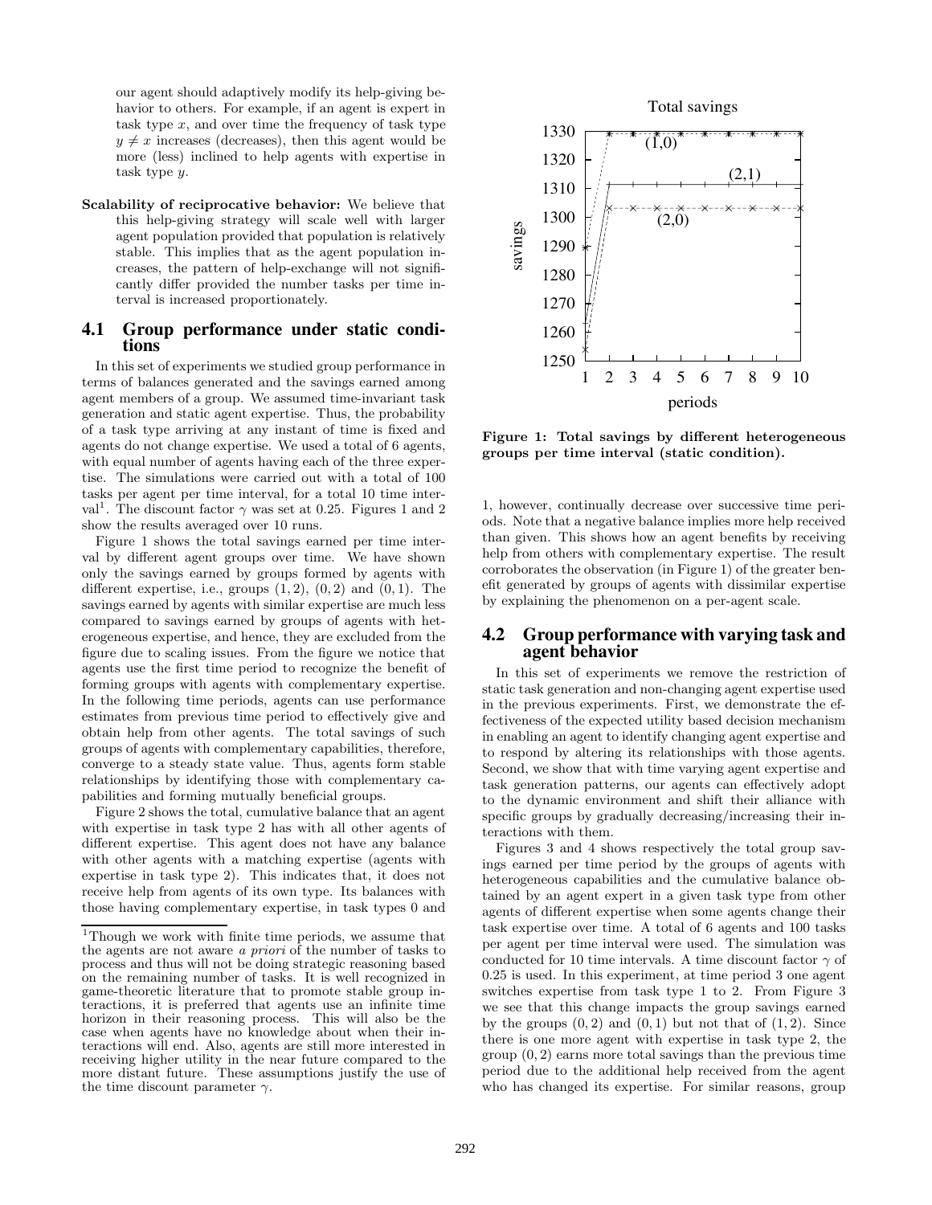our agent should adaptively modify its help-giving behavior to others. For example, if an agent is expert in task type $x$, and over time the frequency of task type $y \neq x$ increases (decreases), then this agent would be more (less) inclined to help agents with expertise in task type $y$.

**Scalability of reciprocative behavior:** We believe that this help-giving strategy will scale well with larger agent population provided that population is relatively stable. This implies that as the agent population increases, the pattern of help-exchange will not significantly differ provided the number tasks per time interval is increased proportionately.

## 4.1 Group performance under static conditions

In this set of experiments we studied group performance in terms of balances generated and the savings earned among agent members of a group. We assumed time-invariant task generation and static agent expertise. Thus, the probability of a task type arriving at any instant of time is fixed and agents do not change expertise. We used a total of 6 agents, with equal number of agents having each of the three expertise. The simulations were carried out with a total of 100 tasks per agent per time interval, for a total 10 time interval[1]. The discount factor $\gamma$ was set at 0.25. Figures 1 and 2 show the results averaged over 10 runs.

Figure 1 shows the total savings earned per time interval by different agent groups over time. We have shown only the savings earned by groups formed by agents with different expertise, i.e., groups $(1, 2)$, $(0, 2)$ and $(0, 1)$. The savings earned by agents with similar expertise are much less compared to savings earned by groups of agents with heterogeneous expertise, and hence, they are excluded from the figure due to scaling issues. From the figure we notice that agents use the first time period to recognize the benefit of forming groups with agents with complementary expertise. In the following time periods, agents can use performance estimates from previous time period to effectively give and obtain help from other agents. The total savings of such groups of agents with complementary capabilities, therefore, converge to a steady state value. Thus, agents form stable relationships by identifying those with complementary capabilities and forming mutually beneficial groups.

Figure 2 shows the total, cumulative balance that an agent with expertise in task type 2 has with all other agents of different expertise. This agent does not have any balance with other agents with a matching expertise (agents with expertise in task type 2). This indicates that, it does not receive help from agents of its own type. Its balances with those having complementary expertise, in task types 0 and 1, however, continually decrease over successive time periods. Note that a negative balance implies more help received than given. This shows how an agent benefits by receiving help from others with complementary expertise. The result corroborates the observation (in Figure 1) of the greater benefit generated by groups of agents with dissimilar expertise by explaining the phenomenon on a per-agent scale.

[1] Though we work with finite time periods, we assume that the agents are not aware *a priori* of the number of tasks to process and thus will not be doing strategic reasoning based on the remaining number of tasks. It is well recognized in game-theoretic literature that to promote stable group interactions, it is preferred that agents use an infinite time horizon in their reasoning process. This will also be the case when agents have no knowledge about when their interactions will end. Also, agents are still more interested in receiving higher utility in the near future compared to the more distant future. These assumptions justify the use of the time discount parameter $\gamma$.

**Figure 1: Total savings by different heterogeneous groups per time interval (static condition).**

## 4.2 Group performance with varying task and agent behavior

In this set of experiments we remove the restriction of static task generation and non-changing agent expertise used in the previous experiments. First, we demonstrate the effectiveness of the expected utility based decision mechanism in enabling an agent to identify changing agent expertise and to respond by altering its relationships with those agents. Second, we show that with time varying agent expertise and task generation patterns, our agents can effectively adopt to the dynamic environment and shift their alliance with specific groups by gradually decreasing/increasing their interactions with them.

Figures 3 and 4 shows respectively the total group savings earned per time period by the groups of agents with heterogeneous capabilities and the cumulative balance obtained by an agent expert in a given task type from other agents of different expertise over time. A total of 6 agents and 100 tasks per agent per time interval were used. The simulation was conducted for 10 time intervals. A time discount factor $\gamma$ of 0.25 is used. In this experiment, at time period 3 one agent switches expertise from task type 1 to 2. From Figure 3 we see that this change impacts the group savings earned by the groups $(0, 2)$ and $(0, 1)$ but not that of $(1, 2)$. Since there is one more agent with expertise in task type 2, the group $(0, 2)$ earns more total savings than the previous time period due to the additional help received from the agent who has changed its expertise. For similar reasons, group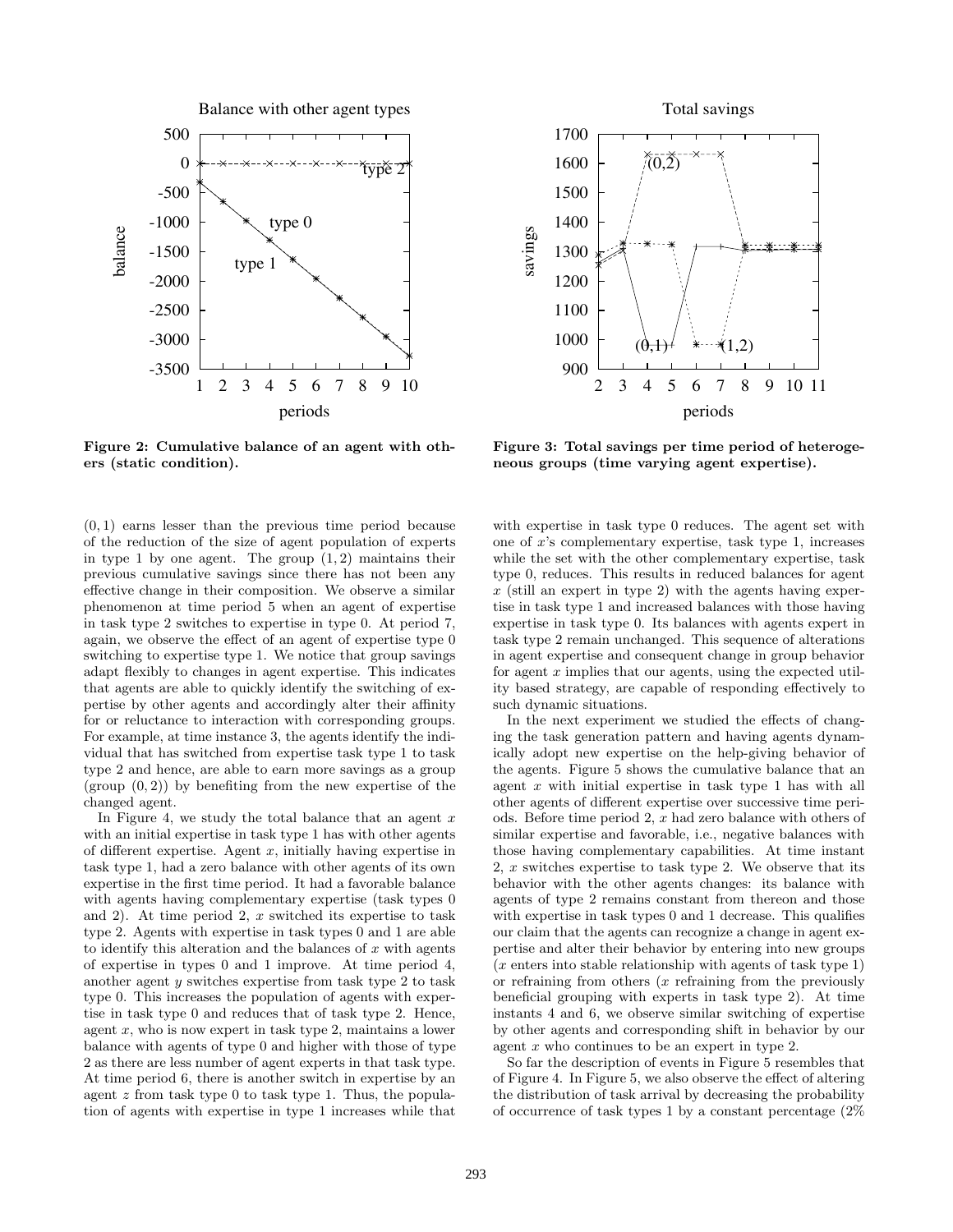**Figure 2: Cumulative balance of an agent with others (static condition).**

**Figure 3: Total savings per time period of heterogeneous groups (time varying agent expertise).**

$(0, 1)$ earns lesser than the previous time period because of the reduction of the size of agent population of experts in type 1 by one agent. The group $(1, 2)$ maintains their previous cumulative savings since there has not been any effective change in their composition. We observe a similar phenomenon at time period 5 when an agent of expertise in task type 2 switches to expertise in type 0. At period 7, again, we observe the effect of an agent of expertise type 0 switching to expertise type 1. We notice that group savings adapt flexibly to changes in agent expertise. This indicates that agents are able to quickly identify the switching of expertise by other agents and accordingly alter their affinity for or reluctance to interaction with corresponding groups. For example, at time instance 3, the agents identify the individual that has switched from expertise task type 1 to task type 2 and hence, are able to earn more savings as a group (group $(0, 2)$) by benefiting from the new expertise of the changed agent.

In Figure 4, we study the total balance that an agent $x$ with an initial expertise in task type 1 has with other agents of different expertise. Agent $x$, initially having expertise in task type 1, had a zero balance with other agents of its own expertise in the first time period. It had a favorable balance with agents having complementary expertise (task types 0 and 2). At time period 2, $x$ switched its expertise to task type 2. Agents with expertise in task types 0 and 1 are able to identify this alteration and the balances of $x$ with agents of expertise in types 0 and 1 improve. At time period 4, another agent $y$ switches expertise from task type 2 to task type 0. This increases the population of agents with expertise in task type 0 and reduces that of task type 2. Hence, agent $x$, who is now expert in task type 2, maintains a lower balance with agents of type 0 and higher with those of type 2 as there are less number of agent experts in that task type. At time period 6, there is another switch in expertise by an agent $z$ from task type 0 to task type 1. Thus, the population of agents with expertise in type 1 increases while that with expertise in task type 0 reduces. The agent set with one of $x$'s complementary expertise, task type 1, increases while the set with the other complementary expertise, task type 0, reduces. This results in reduced balances for agent $x$ (still an expert in type 2) with the agents having expertise in task type 1 and increased balances with those having expertise in task type 0. Its balances with agents expert in task type 2 remain unchanged. This sequence of alterations in agent expertise and consequent change in group behavior for agent $x$ implies that our agents, using the expected utility based strategy, are capable of responding effectively to such dynamic situations.

In the next experiment we studied the effects of changing the task generation pattern and having agents dynamically adopt new expertise on the help-giving behavior of the agents. Figure 5 shows the cumulative balance that an agent $x$ with initial expertise in task type 1 has with all other agents of different expertise over successive time periods. Before time period 2, $x$ had zero balance with others of similar expertise and favorable, i.e., negative balances with those having complementary capabilities. At time instant 2, $x$ switches expertise to task type 2. We observe that its behavior with the other agents changes: its balance with agents of type 2 remains constant from thereon and those with expertise in task types 0 and 1 decrease. This qualifies our claim that the agents can recognize a change in agent expertise and alter their behavior by entering into new groups ($x$ enters into stable relationship with agents of task type 1) or refraining from others ($x$ refraining from the previously beneficial grouping with experts in task type 2). At time instants 4 and 6, we observe similar switching of expertise by other agents and corresponding shift in behavior by our agent $x$ who continues to be an expert in type 2.

So far the description of events in Figure 5 resembles that of Figure 4. In Figure 5, we also observe the effect of altering the distribution of task arrival by decreasing the probability of occurrence of task types 1 by a constant percentage (2%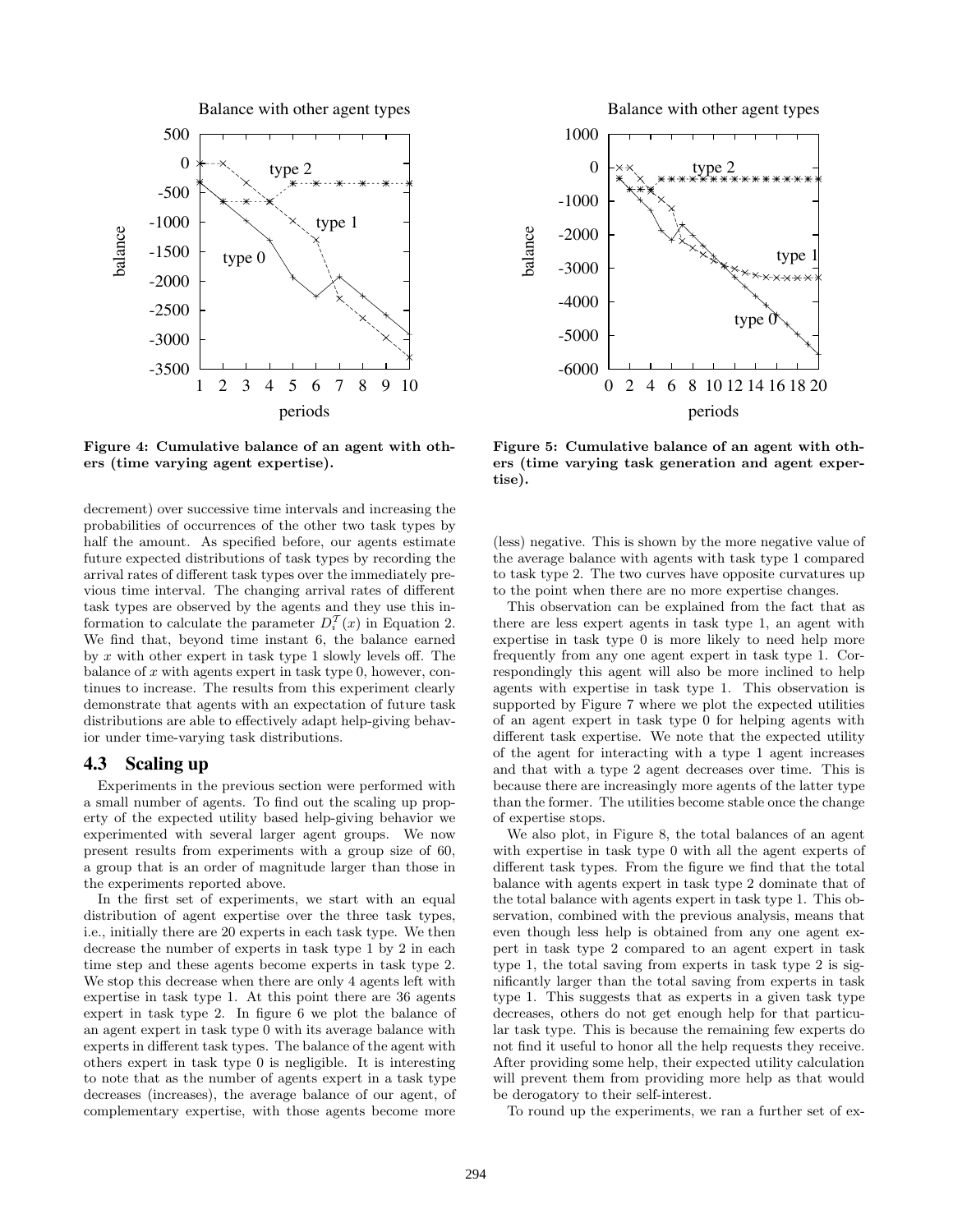Figure 4: Cumulative balance of an agent with others (time varying agent expertise).

Figure 5: Cumulative balance of an agent with others (time varying task generation and agent expertise).

decrement) over successive time intervals and increasing the probabilities of occurrences of the other two task types by half the amount. As specified before, our agents estimate future expected distributions of task types by recording the arrival rates of different task types over the immediately previous time interval. The changing arrival rates of different task types are observed by the agents and they use this information to calculate the parameter $D_i^T(x)$ in Equation 2. We find that, beyond time instant 6, the balance earned by $x$ with other expert in task type 1 slowly levels off. The balance of $x$ with agents expert in task type 0, however, continues to increase. The results from this experiment clearly demonstrate that agents with an expectation of future task distributions are able to effectively adapt help-giving behavior under time-varying task distributions.

## 4.3 Scaling up

Experiments in the previous section were performed with a small number of agents. To find out the scaling up property of the expected utility based help-giving behavior we experimented with several larger agent groups. We now present results from experiments with a group size of 60, a group that is an order of magnitude larger than those in the experiments reported above.

In the first set of experiments, we start with an equal distribution of agent expertise over the three task types, i.e., initially there are 20 experts in each task type. We then decrease the number of experts in task type 1 by 2 in each time step and these agents become experts in task type 2. We stop this decrease when there are only 4 agents left with expertise in task type 1. At this point there are 36 agents expert in task type 2. In figure 6 we plot the balance of an agent expert in task type 0 with its average balance with experts in different task types. The balance of the agent with others expert in task type 0 is negligible. It is interesting to note that as the number of agents expert in a task type decreases (increases), the average balance of our agent, of complementary expertise, with those agents become more (less) negative. This is shown by the more negative value of the average balance with agents with task type 1 compared to task type 2. The two curves have opposite curvatures up to the point when there are no more expertise changes.

This observation can be explained from the fact that as there are less expert agents in task type 1, an agent with expertise in task type 0 is more likely to need help more frequently from any one agent expert in task type 1. Correspondingly this agent will also be more inclined to help agents with expertise in task type 1. This observation is supported by Figure 7 where we plot the expected utilities of an agent expert in task type 0 for helping agents with different task expertise. We note that the expected utility of the agent for interacting with a type 1 agent increases and that with a type 2 agent decreases over time. This is because there are increasingly more agents of the latter type than the former. The utilities become stable once the change of expertise stops.

We also plot, in Figure 8, the total balances of an agent with expertise in task type 0 with all the agent experts of different task types. From the figure we find that the total balance with agents expert in task type 2 dominate that of the total balance with agents expert in task type 1. This observation, combined with the previous analysis, means that even though less help is obtained from any one agent expert in task type 2 compared to an agent expert in task type 1, the total saving from experts in task type 2 is significantly larger than the total saving from experts in task type 1. This suggests that as experts in a given task type decreases, others do not get enough help for that particular task type. This is because the remaining few experts do not find it useful to honor all the help requests they receive. After providing some help, their expected utility calculation will prevent them from providing more help as that would be derogatory to their self-interest.

To round up the experiments, we ran a further set of ex-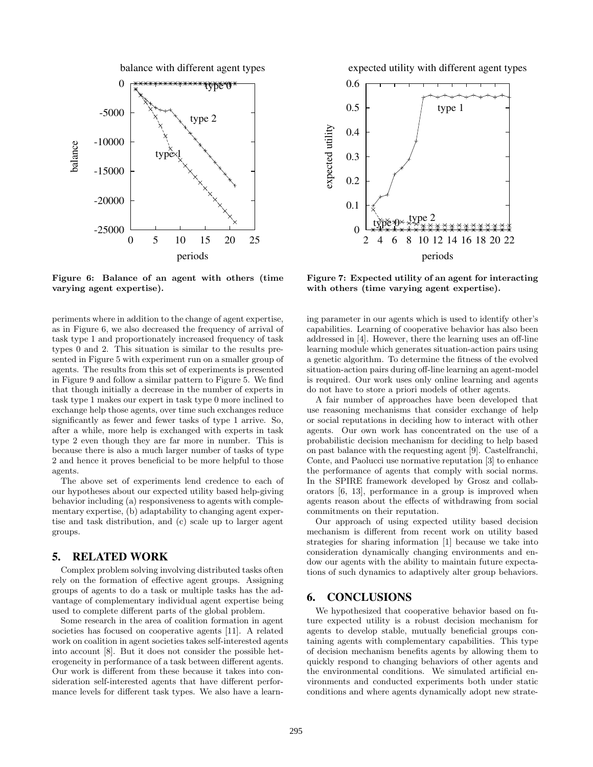Figure 6: Balance of an agent with others (time varying agent expertise).

Figure 7: Expected utility of an agent for interacting with others (time varying agent expertise).

periments where in addition to the change of agent expertise, as in Figure 6, we also decreased the frequency of arrival of task type 1 and proportionately increased frequency of task types 0 and 2. This situation is similar to the results presented in Figure 5 with experiment run on a smaller group of agents. The results from this set of experiments is presented in Figure 9 and follow a similar pattern to Figure 5. We find that though initially a decrease in the number of experts in task type 1 makes our expert in task type 0 more inclined to exchange help those agents, over time such exchanges reduce significantly as fewer and fewer tasks of type 1 arrive. So, after a while, more help is exchanged with experts in task type 2 even though they are far more in number. This is because there is also a much larger number of tasks of type 2 and hence it proves beneficial to be more helpful to those agents.

The above set of experiments lend credence to each of our hypotheses about our expected utility based help-giving behavior including (a) responsiveness to agents with complementary expertise, (b) adaptability to changing agent expertise and task distribution, and (c) scale up to larger agent groups.

## 5. RELATED WORK

Complex problem solving involving distributed tasks often rely on the formation of effective agent groups. Assigning groups of agents to do a task or multiple tasks has the advantage of complementary individual agent expertise being used to complete different parts of the global problem.

Some research in the area of coalition formation in agent societies has focused on cooperative agents [11]. A related work on coalition in agent societies takes self-interested agents into account [8]. But it does not consider the possible heterogeneity in performance of a task between different agents. Our work is different from these because it takes into consideration self-interested agents that have different performance levels for different task types. We also have a learning parameter in our agents which is used to identify other's capabilities. Learning of cooperative behavior has also been addressed in [4]. However, there the learning uses an off-line learning module which generates situation-action pairs using a genetic algorithm. To determine the fitness of the evolved situation-action pairs during off-line learning an agent-model is required. Our work uses only online learning and agents do not have to store a priori models of other agents.

A fair number of approaches have been developed that use reasoning mechanisms that consider exchange of help or social reputations in deciding how to interact with other agents. Our own work has concentrated on the use of a probabilistic decision mechanism for deciding to help based on past balance with the requesting agent [9]. Castelfranchi, Conte, and Paolucci use normative reputation [3] to enhance the performance of agents that comply with social norms. In the SPIRE framework developed by Grosz and collaborators [6, 13], performance in a group is improved when agents reason about the effects of withdrawing from social commitments on their reputation.

Our approach of using expected utility based decision mechanism is different from recent work on utility based strategies for sharing information [1] because we take into consideration dynamically changing environments and endow our agents with the ability to maintain future expectations of such dynamics to adaptively alter group behaviors.

## 6. CONCLUSIONS

We hypothesized that cooperative behavior based on future expected utility is a robust decision mechanism for agents to develop stable, mutually beneficial groups containing agents with complementary capabilities. This type of decision mechanism benefits agents by allowing them to quickly respond to changing behaviors of other agents and the environmental conditions. We simulated artificial environments and conducted experiments both under static conditions and where agents dynamically adopt new strate-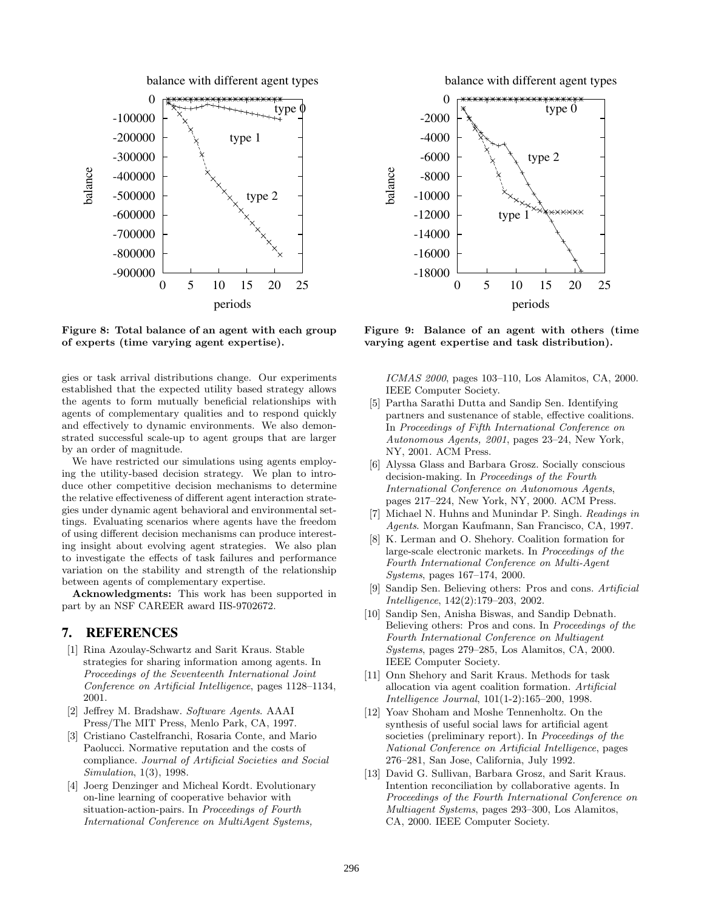balance with different agent types

0
-100000
-200000
-300000
-400000
-500000
-600000
-700000
-800000
-900000

0 5 10 15 20 25

periods

balance

type 0
type 1
type 2

**Figure 8: Total balance of an agent with each group of experts (time varying agent expertise).**

balance with different agent types

0
-2000
-4000
-6000
-8000
-10000
-12000
-14000
-16000
-18000

0 5 10 15 20 25

periods

balance

type 0
type 2
type 1

**Figure 9: Balance of an agent with others (time varying agent expertise and task distribution).**

gies or task arrival distributions change. Our experiments established that the expected utility based strategy allows the agents to form mutually beneficial relationships with agents of complementary qualities and to respond quickly and effectively to dynamic environments. We also demonstrated successful scale-up to agent groups that are larger by an order of magnitude.

We have restricted our simulations using agents employing the utility-based decision strategy. We plan to introduce other competitive decision mechanisms to determine the relative effectiveness of different agent interaction strategies under dynamic agent behavioral and environmental settings. Evaluating scenarios where agents have the freedom of using different decision mechanisms can produce interesting insight about evolving agent strategies. We also plan to investigate the effects of task failures and performance variation on the stability and strength of the relationship between agents of complementary expertise.

**Acknowledgments:** This work has been supported in part by an NSF CAREER award IIS-9702672.

## 7. REFERENCES

[1] Rina Azoulay-Schwartz and Sarit Kraus. Stable strategies for sharing information among agents. In *Proceedings of the Seventeenth International Joint Conference on Artificial Intelligence*, pages 1128–1134, 2001.

[2] Jeffrey M. Bradshaw. *Software Agents*. AAAI Press/The MIT Press, Menlo Park, CA, 1997.

[3] Cristiano Castelfranchi, Rosaria Conte, and Mario Paolucci. Normative reputation and the costs of compliance. *Journal of Artificial Societies and Social Simulation*, 1(3), 1998.

[4] Joerg Denzinger and Micheal Kordt. Evolutionary on-line learning of cooperative behavior with situation-action-pairs. In *Proceedings of Fourth International Conference on MultiAgent Systems, ICMAS 2000*, pages 103–110, Los Alamitos, CA, 2000. IEEE Computer Society.

[5] Partha Sarathi Dutta and Sandip Sen. Identifying partners and sustenance of stable, effective coalitions. In *Proceedings of Fifth International Conference on Autonomous Agents, 2001*, pages 23–24, New York, NY, 2001. ACM Press.

[6] Alyssa Glass and Barbara Grosz. Socially conscious decision-making. In *Proceedings of the Fourth International Conference on Autonomous Agents*, pages 217–224, New York, NY, 2000. ACM Press.

[7] Michael N. Huhns and Munindar P. Singh. *Readings in Agents*. Morgan Kaufmann, San Francisco, CA, 1997.

[8] K. Lerman and O. Shehory. Coalition formation for large-scale electronic markets. In *Proceedings of the Fourth International Conference on Multi-Agent Systems*, pages 167–174, 2000.

[9] Sandip Sen. Believing others: Pros and cons. *Artificial Intelligence*, 142(2):179–203, 2002.

[10] Sandip Sen, Anisha Biswas, and Sandip Debnath. Believing others: Pros and cons. In *Proceedings of the Fourth International Conference on Multiagent Systems*, pages 279–285, Los Alamitos, CA, 2000. IEEE Computer Society.

[11] Onn Shehory and Sarit Kraus. Methods for task allocation via agent coalition formation. *Artificial Intelligence Journal*, 101(1-2):165–200, 1998.

[12] Yoav Shoham and Moshe Tennenholtz. On the synthesis of useful social laws for artificial agent societies (preliminary report). In *Proceedings of the National Conference on Artificial Intelligence*, pages 276–281, San Jose, California, July 1992.

[13] David G. Sullivan, Barbara Grosz, and Sarit Kraus. Intention reconciliation by collaborative agents. In *Proceedings of the Fourth International Conference on Multiagent Systems*, pages 293–300, Los Alamitos, CA, 2000. IEEE Computer Society.